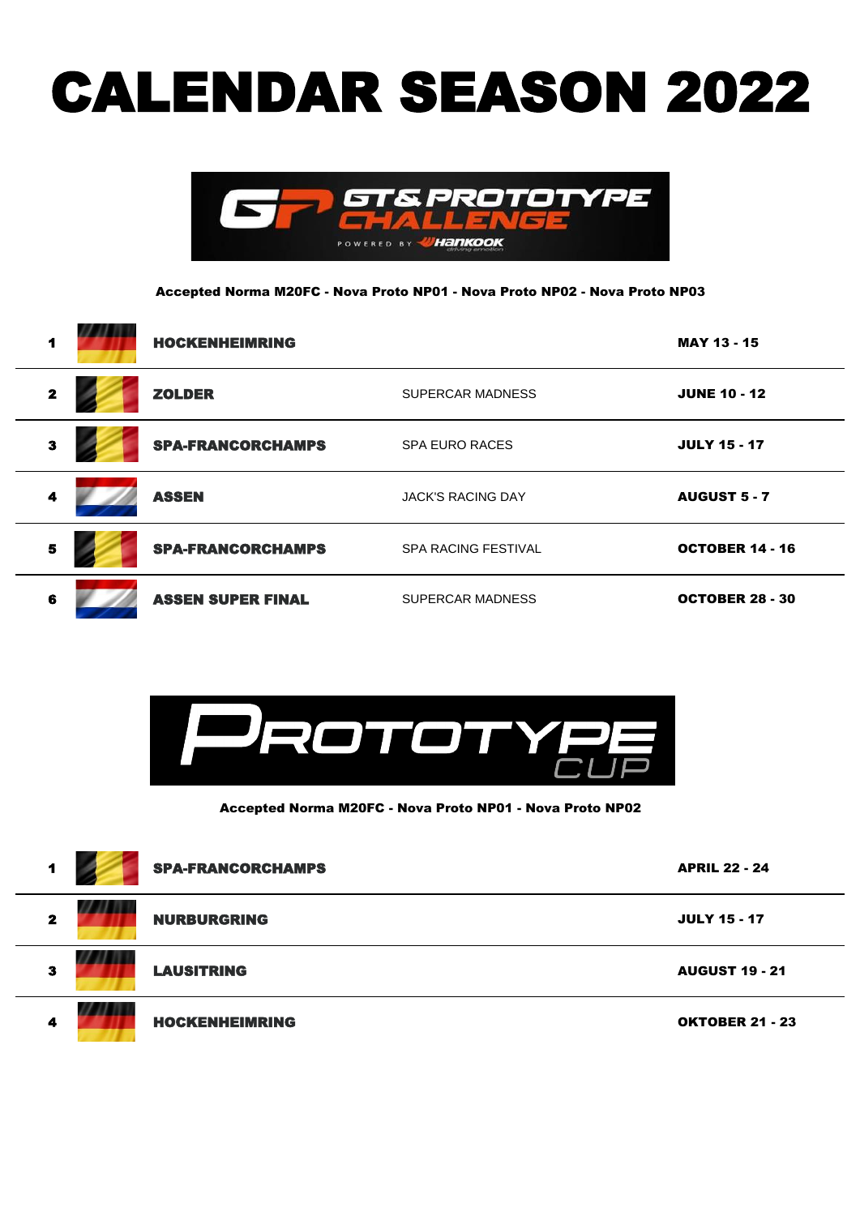# CALENDAR SEASON 2022

## GT & PROTOTYPE CHALLENGE

POWERED BY HANKOOK

**Accepted Norma M20FC - Nova Proto NP01 - Nova Proto NP02 - Nova Proto NP03**

| | | | | |
|---|---|---|---|---|
| **1** | | **HOCKENHEIMRING** | | **MAY 13 - 15** |
| **2** | | **ZOLDER** | SUPERCAR MADNESS | **JUNE 10 - 12** |
| **3** | | **SPA-FRANCORCHAMPS** | SPA EURO RACES | **JULY 15 - 17** |
| **4** | | **ASSEN** | JACK'S RACING DAY | **AUGUST 5 - 7** |
| **5** | | **SPA-FRANCORCHAMPS** | SPA RACING FESTIVAL | **OCTOBER 14 - 16** |
| **6** | | **ASSEN SUPER FINAL** | SUPERCAR MADNESS | **OCTOBER 28 - 30** |

## PROTOTYPE CUP

**Accepted Norma M20FC - Nova Proto NP01 - Nova Proto NP02**

| | | | |
|---|---|---|---|
| **1** | | **SPA-FRANCORCHAMPS** | **APRIL 22 - 24** |
| **2** | | **NURBURGRING** | **JULY 15 - 17** |
| **3** | | **LAUSITRING** | **AUGUST 19 - 21** |
| **4** | | **HOCKENHEIMRING** | **OKTOBER 21 - 23** |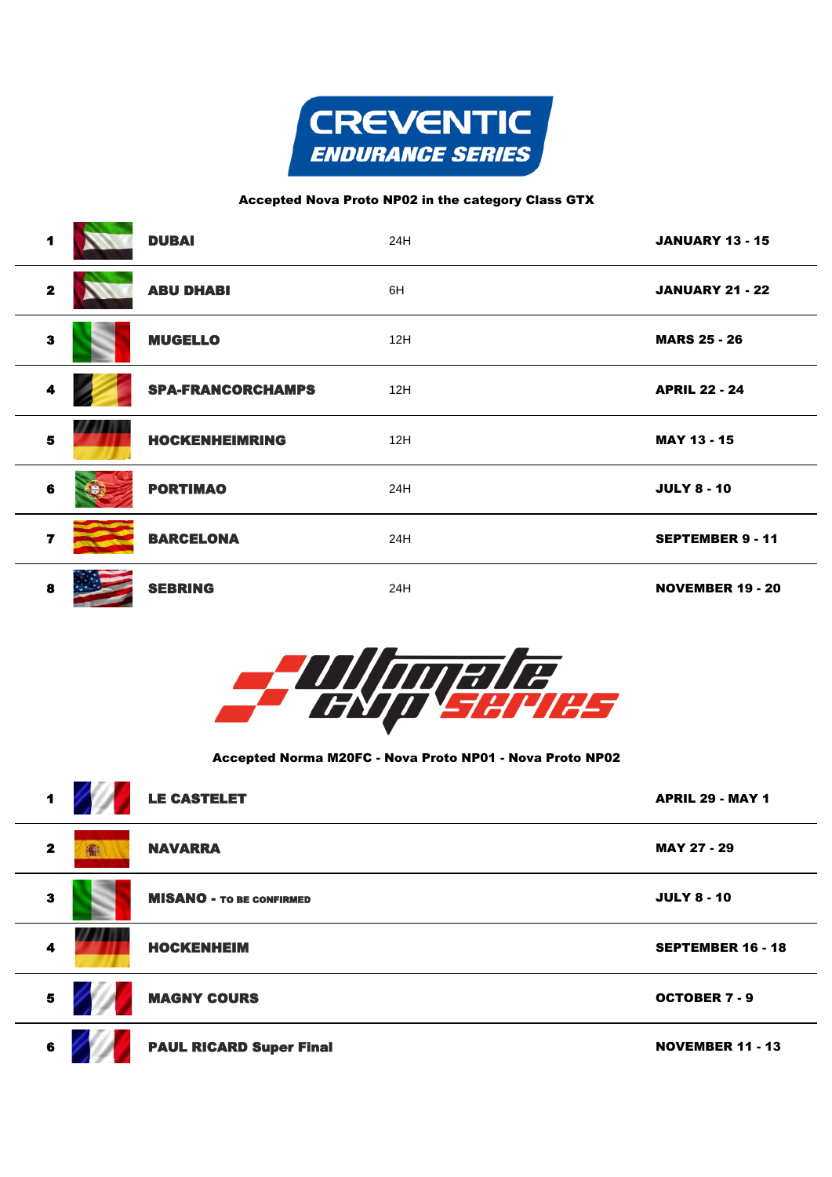# CREVENTIC ENDURANCE SERIES

**Accepted Nova Proto NP02 in the category Class GTX**

| | | | |
|---|---|---|---|
| **1** | **DUBAI** | 24H | **JANUARY 13 - 15** |
| **2** | **ABU DHABI** | 6H | **JANUARY 21 - 22** |
| **3** | **MUGELLO** | 12H | **MARS 25 - 26** |
| **4** | **SPA-FRANCORCHAMPS** | 12H | **APRIL 22 - 24** |
| **5** | **HOCKENHEIMRING** | 12H | **MAY 13 - 15** |
| **6** | **PORTIMAO** | 24H | **JULY 8 - 10** |
| **7** | **BARCELONA** | 24H | **SEPTEMBER 9 - 11** |
| **8** | **SEBRING** | 24H | **NOVEMBER 19 - 20** |

# Ultimate Cup Series

**Accepted Norma M20FC - Nova Proto NP01 - Nova Proto NP02**

| | | |
|---|---|---|
| **1** | **LE CASTELET** | **APRIL 29 - MAY 1** |
| **2** | **NAVARRA** | **MAY 27 - 29** |
| **3** | **MISANO - TO BE CONFIRMED** | **JULY 8 - 10** |
| **4** | **HOCKENHEIM** | **SEPTEMBER 16 - 18** |
| **5** | **MAGNY COURS** | **OCTOBER 7 - 9** |
| **6** | **PAUL RICARD Super Final** | **NOVEMBER 11 - 13** |